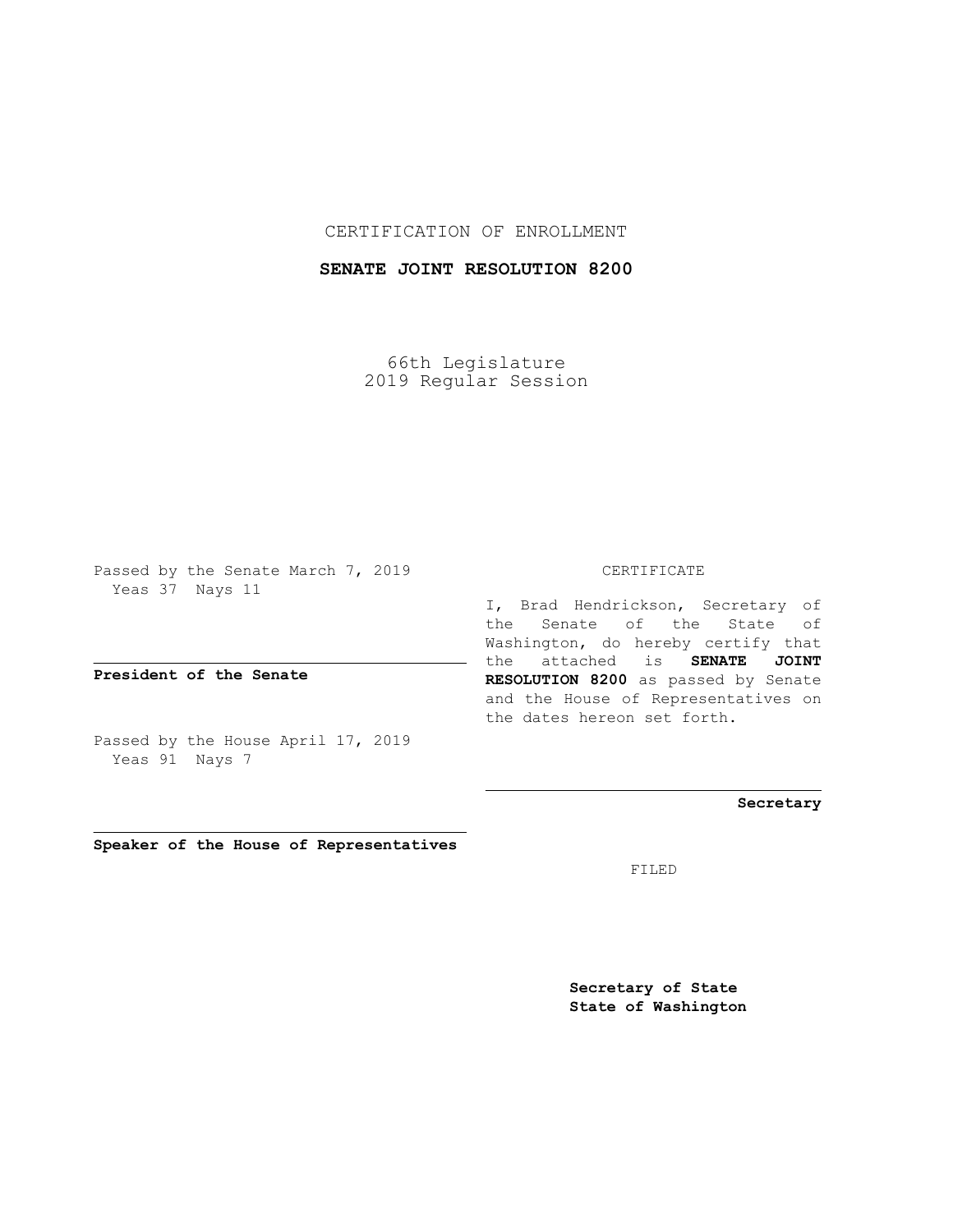CERTIFICATION OF ENROLLMENT

**SENATE JOINT RESOLUTION 8200**

66th Legislature
2019 Regular Session

Passed by the Senate March 7, 2019
Yeas 37 Nays 11

**President of the Senate**

Passed by the House April 17, 2019
Yeas 91 Nays 7

**Speaker of the House of Representatives**

CERTIFICATE

I, Brad Hendrickson, Secretary of the Senate of the State of Washington, do hereby certify that the attached is **SENATE JOINT RESOLUTION 8200** as passed by Senate and the House of Representatives on the dates hereon set forth.

**Secretary**

FILED

**Secretary of State**
**State of Washington**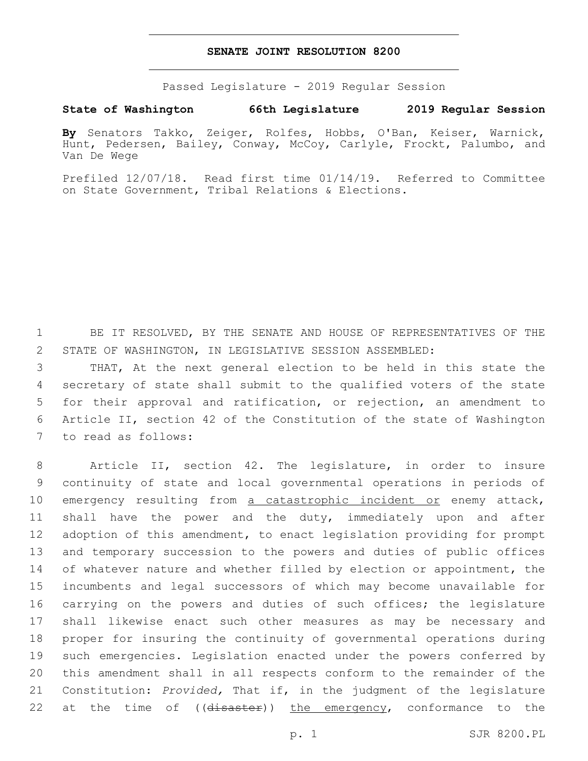# SENATE JOINT RESOLUTION 8200

Passed Legislature - 2019 Regular Session

**State of Washington 66th Legislature 2019 Regular Session**

**By** Senators Takko, Zeiger, Rolfes, Hobbs, O'Ban, Keiser, Warnick, Hunt, Pedersen, Bailey, Conway, McCoy, Carlyle, Frockt, Palumbo, and Van De Wege

Prefiled 12/07/18. Read first time 01/14/19. Referred to Committee on State Government, Tribal Relations & Elections.

BE IT RESOLVED, BY THE SENATE AND HOUSE OF REPRESENTATIVES OF THE STATE OF WASHINGTON, IN LEGISLATIVE SESSION ASSEMBLED:

THAT, At the next general election to be held in this state the secretary of state shall submit to the qualified voters of the state for their approval and ratification, or rejection, an amendment to Article II, section 42 of the Constitution of the state of Washington to read as follows:

Article II, section 42. The legislature, in order to insure continuity of state and local governmental operations in periods of emergency resulting from <u>a catastrophic incident or</u> enemy attack, shall have the power and the duty, immediately upon and after adoption of this amendment, to enact legislation providing for prompt and temporary succession to the powers and duties of public offices of whatever nature and whether filled by election or appointment, the incumbents and legal successors of which may become unavailable for carrying on the powers and duties of such offices; the legislature shall likewise enact such other measures as may be necessary and proper for insuring the continuity of governmental operations during such emergencies. Legislation enacted under the powers conferred by this amendment shall in all respects conform to the remainder of the Constitution: *Provided,* That if, in the judgment of the legislature at the time of ((~~disaster~~)) <u>the emergency</u>, conformance to the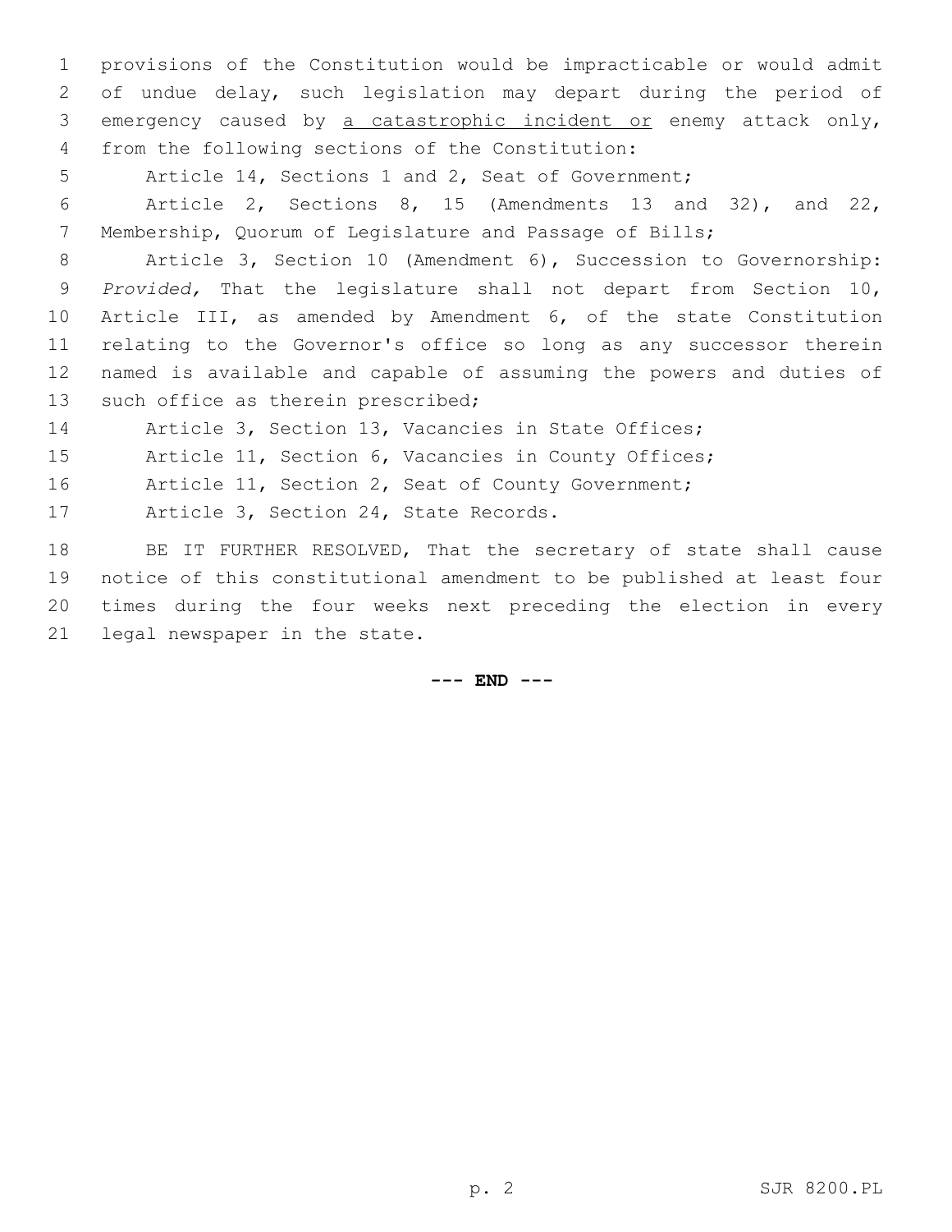provisions of the Constitution would be impracticable or would admit of undue delay, such legislation may depart during the period of emergency caused by <u>a catastrophic incident or</u> enemy attack only, from the following sections of the Constitution:

Article 14, Sections 1 and 2, Seat of Government;

Article 2, Sections 8, 15 (Amendments 13 and 32), and 22, Membership, Quorum of Legislature and Passage of Bills;

Article 3, Section 10 (Amendment 6), Succession to Governorship: *Provided,* That the legislature shall not depart from Section 10, Article III, as amended by Amendment 6, of the state Constitution relating to the Governor's office so long as any successor therein named is available and capable of assuming the powers and duties of such office as therein prescribed;

Article 3, Section 13, Vacancies in State Offices;

Article 11, Section 6, Vacancies in County Offices;

Article 11, Section 2, Seat of County Government;

Article 3, Section 24, State Records.

BE IT FURTHER RESOLVED, That the secretary of state shall cause notice of this constitutional amendment to be published at least four times during the four weeks next preceding the election in every legal newspaper in the state.

**--- END ---**